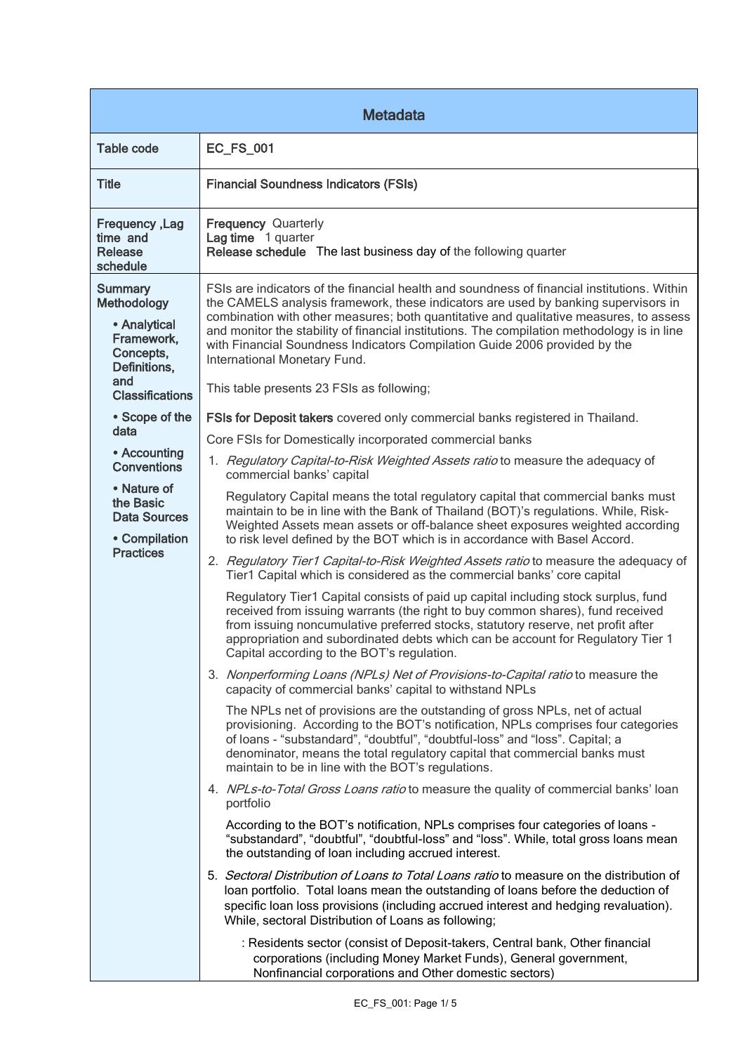| Metadata | |
|---|---|
| Table code | EC_FS_001 |
| Title | Financial Soundness Indicators (FSIs) |
| Frequency ,Lag time and Release schedule | **Frequency** Quarterly<br>**Lag time** 1 quarter<br>**Release schedule** The last business day of the following quarter |
| Summary Methodology<br>• Analytical Framework, Concepts, Definitions, and Classifications<br>• Scope of the data<br>• Accounting Conventions<br>• Nature of the Basic Data Sources<br>• Compilation Practices | FSIs are indicators of the financial health and soundness of financial institutions. Within the CAMELS analysis framework, these indicators are used by banking supervisors in combination with other measures; both quantitative and qualitative measures, to assess and monitor the stability of financial institutions. The compilation methodology is in line with Financial Soundness Indicators Compilation Guide 2006 provided by the International Monetary Fund.<br><br>This table presents 23 FSIs as following;<br><br>**FSIs for Deposit takers** covered only commercial banks registered in Thailand.<br><br>Core FSIs for Domestically incorporated commercial banks<br><br>1. *Regulatory Capital-to-Risk Weighted Assets ratio* to measure the adequacy of commercial banks' capital<br><br>Regulatory Capital means the total regulatory capital that commercial banks must maintain to be in line with the Bank of Thailand (BOT)'s regulations. While, Risk-Weighted Assets mean assets or off-balance sheet exposures weighted according to risk level defined by the BOT which is in accordance with Basel Accord.<br><br>2. *Regulatory Tier1 Capital-to-Risk Weighted Assets ratio* to measure the adequacy of Tier1 Capital which is considered as the commercial banks' core capital<br><br>Regulatory Tier1 Capital consists of paid up capital including stock surplus, fund received from issuing warrants (the right to buy common shares), fund received from issuing noncumulative preferred stocks, statutory reserve, net profit after appropriation and subordinated debts which can be account for Regulatory Tier 1 Capital according to the BOT's regulation.<br><br>3. *Nonperforming Loans (NPLs) Net of Provisions-to-Capital ratio* to measure the capacity of commercial banks' capital to withstand NPLs<br><br>The NPLs net of provisions are the outstanding of gross NPLs, net of actual provisioning. According to the BOT's notification, NPLs comprises four categories of loans - "substandard", "doubtful", "doubtful-loss" and "loss". Capital; a denominator, means the total regulatory capital that commercial banks must maintain to be in line with the BOT's regulations.<br><br>4. *NPLs-to-Total Gross Loans ratio* to measure the quality of commercial banks' loan portfolio<br><br>According to the BOT's notification, NPLs comprises four categories of loans - "substandard", "doubtful", "doubtful-loss" and "loss". While, total gross loans mean the outstanding of loan including accrued interest.<br><br>5. *Sectoral Distribution of Loans to Total Loans ratio* to measure on the distribution of loan portfolio. Total loans mean the outstanding of loans before the deduction of specific loan loss provisions (including accrued interest and hedging revaluation). While, sectoral Distribution of Loans as following;<br><br>: Residents sector (consist of Deposit-takers, Central bank, Other financial corporations (including Money Market Funds), General government, Nonfinancial corporations and Other domestic sectors) |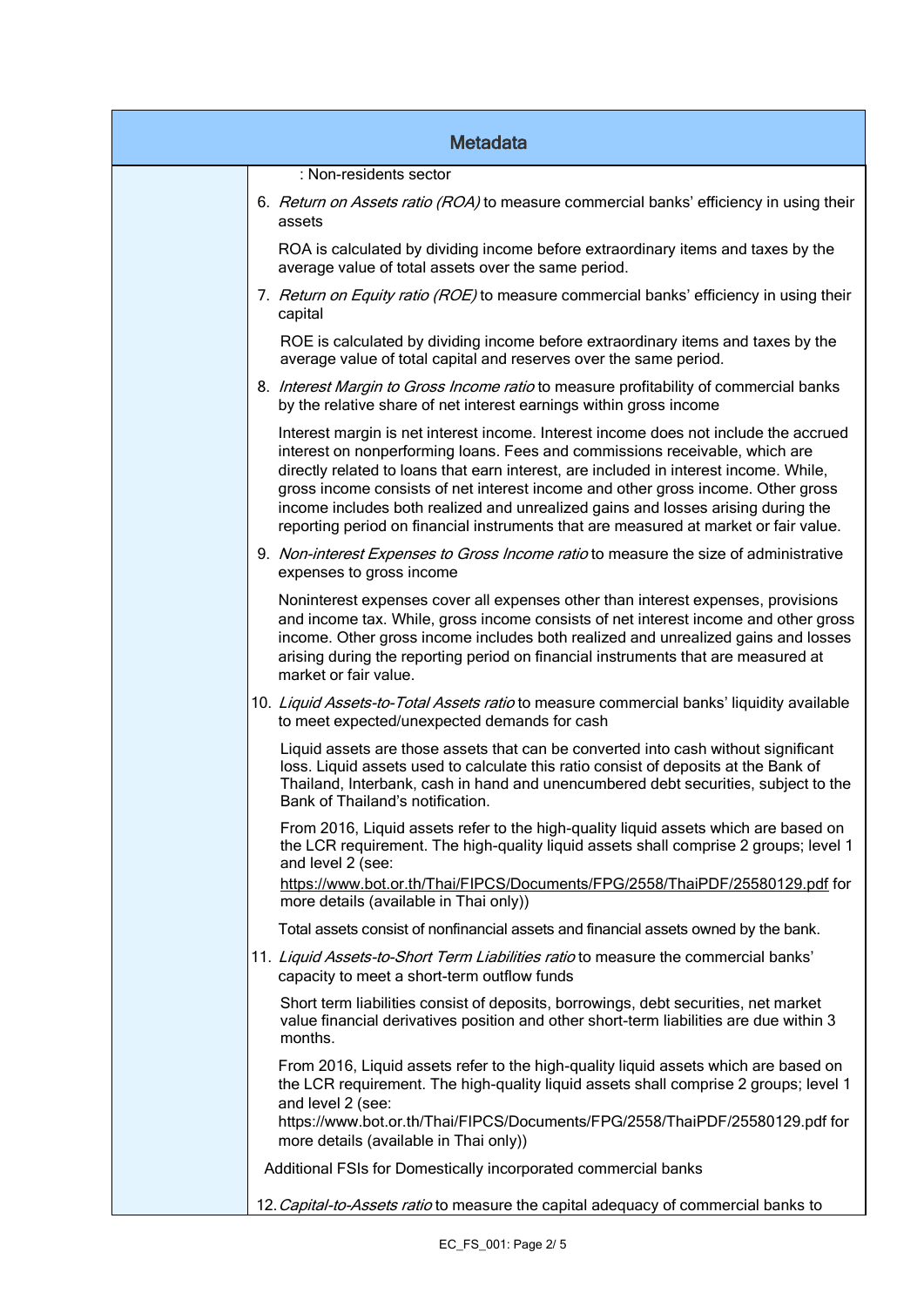## Metadata

: Non-residents sector

6. *Return on Assets ratio (ROA)* to measure commercial banks' efficiency in using their assets

   ROA is calculated by dividing income before extraordinary items and taxes by the average value of total assets over the same period.

7. *Return on Equity ratio (ROE)* to measure commercial banks' efficiency in using their capital

   ROE is calculated by dividing income before extraordinary items and taxes by the average value of total capital and reserves over the same period.

8. *Interest Margin to Gross Income ratio* to measure profitability of commercial banks by the relative share of net interest earnings within gross income

   Interest margin is net interest income. Interest income does not include the accrued interest on nonperforming loans. Fees and commissions receivable, which are directly related to loans that earn interest, are included in interest income. While, gross income consists of net interest income and other gross income. Other gross income includes both realized and unrealized gains and losses arising during the reporting period on financial instruments that are measured at market or fair value.

9. *Non-interest Expenses to Gross Income ratio* to measure the size of administrative expenses to gross income

   Noninterest expenses cover all expenses other than interest expenses, provisions and income tax. While, gross income consists of net interest income and other gross income. Other gross income includes both realized and unrealized gains and losses arising during the reporting period on financial instruments that are measured at market or fair value.

10. *Liquid Assets-to-Total Assets ratio* to measure commercial banks' liquidity available to meet expected/unexpected demands for cash

    Liquid assets are those assets that can be converted into cash without significant loss. Liquid assets used to calculate this ratio consist of deposits at the Bank of Thailand, Interbank, cash in hand and unencumbered debt securities, subject to the Bank of Thailand's notification.

    From 2016, Liquid assets refer to the high-quality liquid assets which are based on the LCR requirement. The high-quality liquid assets shall comprise 2 groups; level 1 and level 2 (see: https://www.bot.or.th/Thai/FIPCS/Documents/FPG/2558/ThaiPDF/25580129.pdf for more details (available in Thai only))

    Total assets consist of nonfinancial assets and financial assets owned by the bank.

11. *Liquid Assets-to-Short Term Liabilities ratio* to measure the commercial banks' capacity to meet a short-term outflow funds

    Short term liabilities consist of deposits, borrowings, debt securities, net market value financial derivatives position and other short-term liabilities are due within 3 months.

    From 2016, Liquid assets refer to the high-quality liquid assets which are based on the LCR requirement. The high-quality liquid assets shall comprise 2 groups; level 1 and level 2 (see: https://www.bot.or.th/Thai/FIPCS/Documents/FPG/2558/ThaiPDF/25580129.pdf for more details (available in Thai only))

Additional FSIs for Domestically incorporated commercial banks

12. *Capital-to-Assets ratio* to measure the capital adequacy of commercial banks to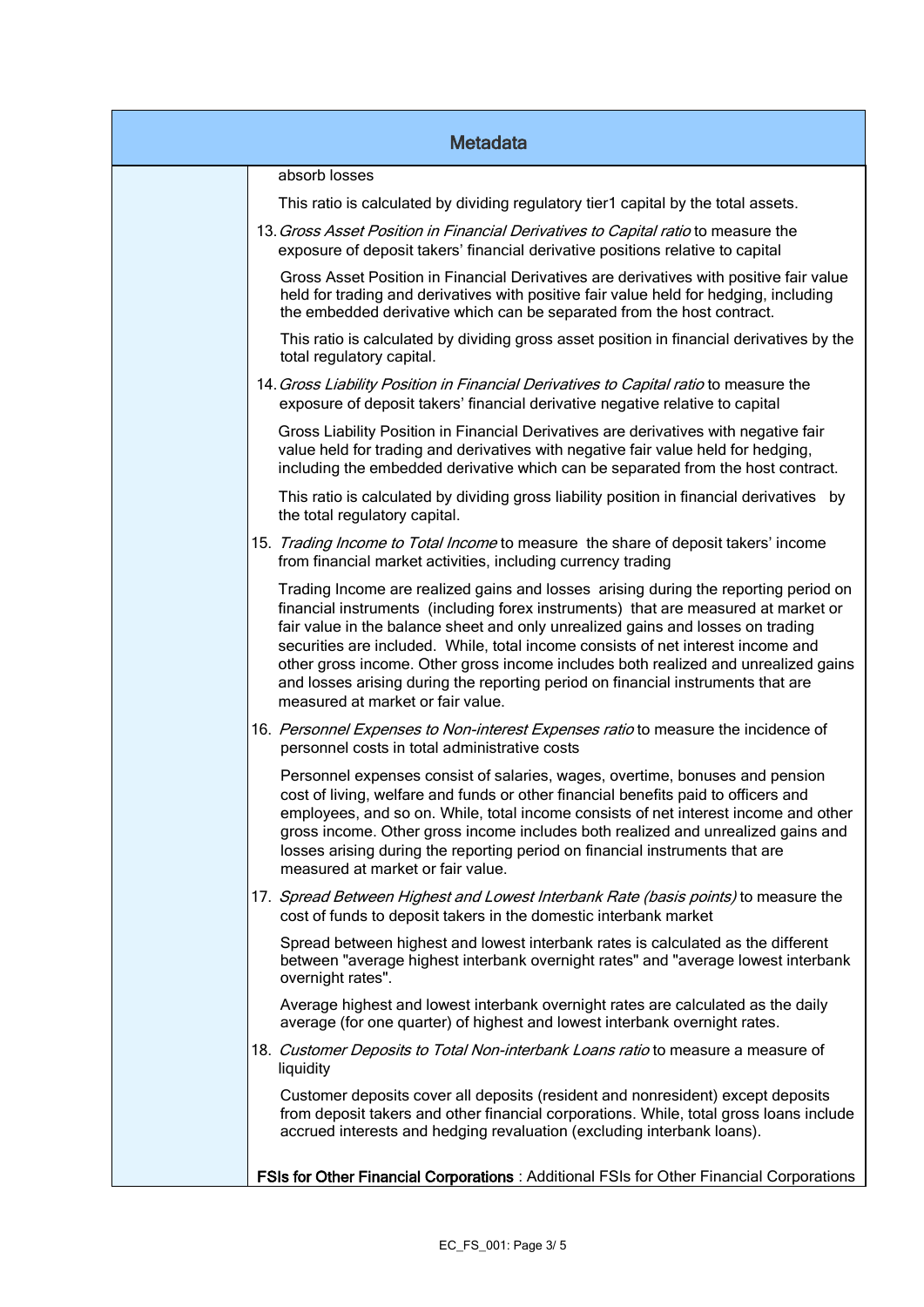## Metadata

absorb losses

This ratio is calculated by dividing regulatory tier1 capital by the total assets.

13. *Gross Asset Position in Financial Derivatives to Capital ratio* to measure the exposure of deposit takers' financial derivative positions relative to capital

    Gross Asset Position in Financial Derivatives are derivatives with positive fair value held for trading and derivatives with positive fair value held for hedging, including the embedded derivative which can be separated from the host contract.

    This ratio is calculated by dividing gross asset position in financial derivatives by the total regulatory capital.

14. *Gross Liability Position in Financial Derivatives to Capital ratio* to measure the exposure of deposit takers' financial derivative negative relative to capital

    Gross Liability Position in Financial Derivatives are derivatives with negative fair value held for trading and derivatives with negative fair value held for hedging, including the embedded derivative which can be separated from the host contract.

    This ratio is calculated by dividing gross liability position in financial derivatives by the total regulatory capital.

15. *Trading Income to Total Income* to measure the share of deposit takers' income from financial market activities, including currency trading

    Trading Income are realized gains and losses arising during the reporting period on financial instruments (including forex instruments) that are measured at market or fair value in the balance sheet and only unrealized gains and losses on trading securities are included. While, total income consists of net interest income and other gross income. Other gross income includes both realized and unrealized gains and losses arising during the reporting period on financial instruments that are measured at market or fair value.

16. *Personnel Expenses to Non-interest Expenses ratio* to measure the incidence of personnel costs in total administrative costs

    Personnel expenses consist of salaries, wages, overtime, bonuses and pension cost of living, welfare and funds or other financial benefits paid to officers and employees, and so on. While, total income consists of net interest income and other gross income. Other gross income includes both realized and unrealized gains and losses arising during the reporting period on financial instruments that are measured at market or fair value.

17. *Spread Between Highest and Lowest Interbank Rate (basis points)* to measure the cost of funds to deposit takers in the domestic interbank market

    Spread between highest and lowest interbank rates is calculated as the different between "average highest interbank overnight rates" and "average lowest interbank overnight rates".

    Average highest and lowest interbank overnight rates are calculated as the daily average (for one quarter) of highest and lowest interbank overnight rates.

18. *Customer Deposits to Total Non-interbank Loans ratio* to measure a measure of liquidity

    Customer deposits cover all deposits (resident and nonresident) except deposits from deposit takers and other financial corporations. While, total gross loans include accrued interests and hedging revaluation (excluding interbank loans).

**FSIs for Other Financial Corporations** : Additional FSIs for Other Financial Corporations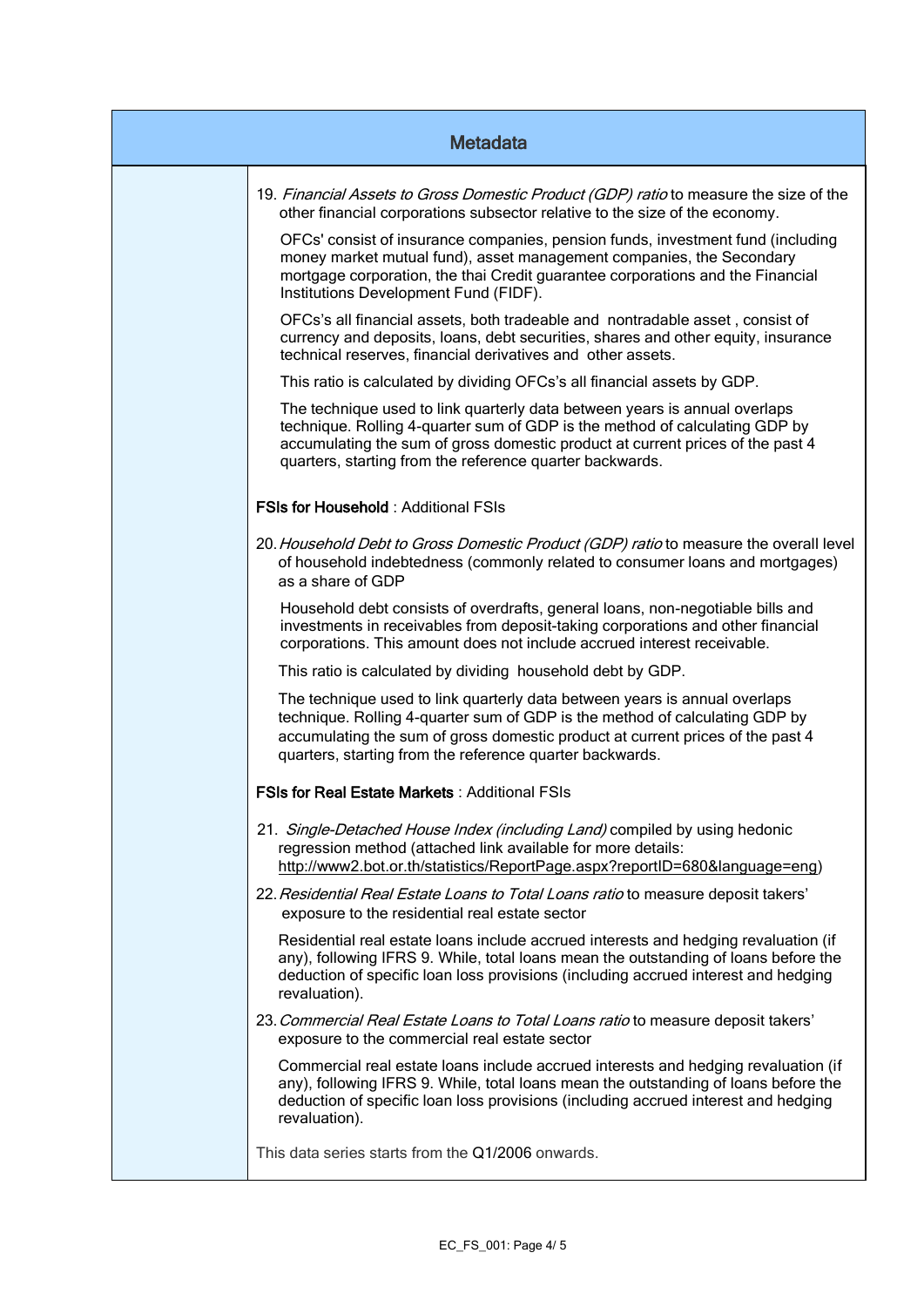## Metadata

19. *Financial Assets to Gross Domestic Product (GDP) ratio* to measure the size of the other financial corporations subsector relative to the size of the economy.

    OFCs' consist of insurance companies, pension funds, investment fund (including money market mutual fund), asset management companies, the Secondary mortgage corporation, the thai Credit guarantee corporations and the Financial Institutions Development Fund (FIDF).

    OFCs's all financial assets, both tradeable and nontradable asset , consist of currency and deposits, loans, debt securities, shares and other equity, insurance technical reserves, financial derivatives and other assets.

    This ratio is calculated by dividing OFCs's all financial assets by GDP.

    The technique used to link quarterly data between years is annual overlaps technique. Rolling 4-quarter sum of GDP is the method of calculating GDP by accumulating the sum of gross domestic product at current prices of the past 4 quarters, starting from the reference quarter backwards.

**FSIs for Household** : Additional FSIs

20. *Household Debt to Gross Domestic Product (GDP) ratio* to measure the overall level of household indebtedness (commonly related to consumer loans and mortgages) as a share of GDP

    Household debt consists of overdrafts, general loans, non-negotiable bills and investments in receivables from deposit-taking corporations and other financial corporations. This amount does not include accrued interest receivable.

    This ratio is calculated by dividing household debt by GDP.

    The technique used to link quarterly data between years is annual overlaps technique. Rolling 4-quarter sum of GDP is the method of calculating GDP by accumulating the sum of gross domestic product at current prices of the past 4 quarters, starting from the reference quarter backwards.

**FSIs for Real Estate Markets** : Additional FSIs

21. *Single-Detached House Index (including Land)* compiled by using hedonic regression method (attached link available for more details: http://www2.bot.or.th/statistics/ReportPage.aspx?reportID=680&language=eng)

22. *Residential Real Estate Loans to Total Loans ratio* to measure deposit takers' exposure to the residential real estate sector

    Residential real estate loans include accrued interests and hedging revaluation (if any), following IFRS 9. While, total loans mean the outstanding of loans before the deduction of specific loan loss provisions (including accrued interest and hedging revaluation).

23. *Commercial Real Estate Loans to Total Loans ratio* to measure deposit takers' exposure to the commercial real estate sector

    Commercial real estate loans include accrued interests and hedging revaluation (if any), following IFRS 9. While, total loans mean the outstanding of loans before the deduction of specific loan loss provisions (including accrued interest and hedging revaluation).

This data series starts from the Q1/2006 onwards.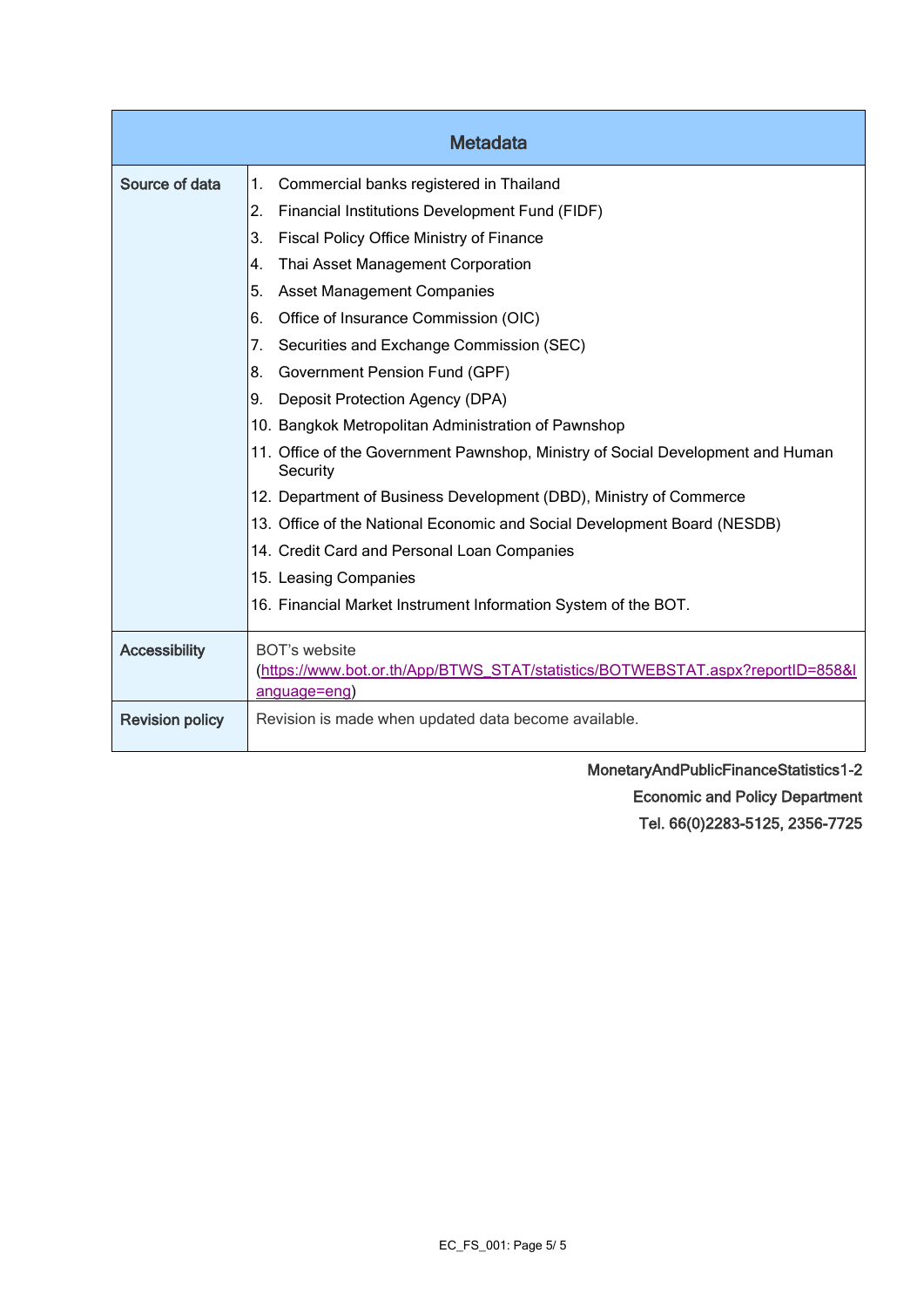| Metadata | |
|---|---|
| **Source of data** | 1. Commercial banks registered in Thailand<br>2. Financial Institutions Development Fund (FIDF)<br>3. Fiscal Policy Office Ministry of Finance<br>4. Thai Asset Management Corporation<br>5. Asset Management Companies<br>6. Office of Insurance Commission (OIC)<br>7. Securities and Exchange Commission (SEC)<br>8. Government Pension Fund (GPF)<br>9. Deposit Protection Agency (DPA)<br>10. Bangkok Metropolitan Administration of Pawnshop<br>11. Office of the Government Pawnshop, Ministry of Social Development and Human Security<br>12. Department of Business Development (DBD), Ministry of Commerce<br>13. Office of the National Economic and Social Development Board (NESDB)<br>14. Credit Card and Personal Loan Companies<br>15. Leasing Companies<br>16. Financial Market Instrument Information System of the BOT. |
| **Accessibility** | BOT's website (https://www.bot.or.th/App/BTWS_STAT/statistics/BOTWEBSTAT.aspx?reportID=858&language=eng) |
| **Revision policy** | Revision is made when updated data become available. |

MonetaryAndPublicFinanceStatistics1-2

Economic and Policy Department

Tel. 66(0)2283-5125, 2356-7725